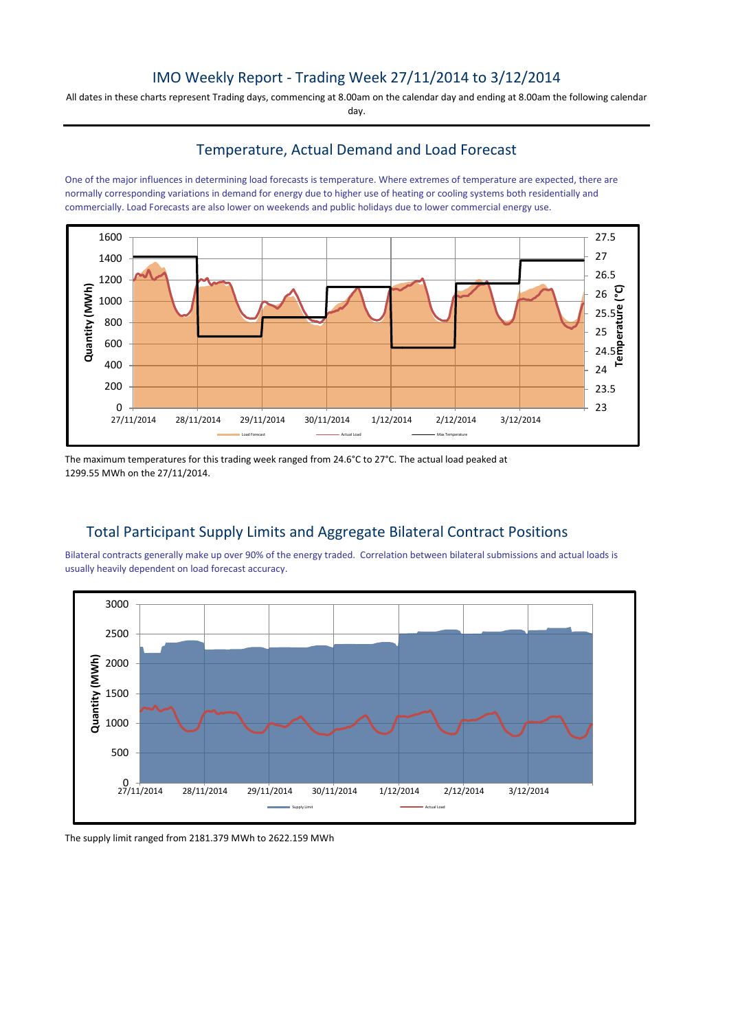# IMO Weekly Report - Trading Week 27/11/2014 to 3/12/2014

All dates in these charts represent Trading days, commencing at 8.00am on the calendar day and ending at 8.00am the following calendar day.

## Temperature, Actual Demand and Load Forecast

One of the major influences in determining load forecasts is temperature. Where extremes of temperature are expected, there are normally corresponding variations in demand for energy due to higher use of heating or cooling systems both residentially and commercially. Load Forecasts are also lower on weekends and public holidays due to lower commercial energy use.

The maximum temperatures for this trading week ranged from 24.6°C to 27°C. The actual load peaked at 1299.55 MWh on the 27/11/2014.

## Total Participant Supply Limits and Aggregate Bilateral Contract Positions

Bilateral contracts generally make up over 90% of the energy traded. Correlation between bilateral submissions and actual loads is usually heavily dependent on load forecast accuracy.

The supply limit ranged from 2181.379 MWh to 2622.159 MWh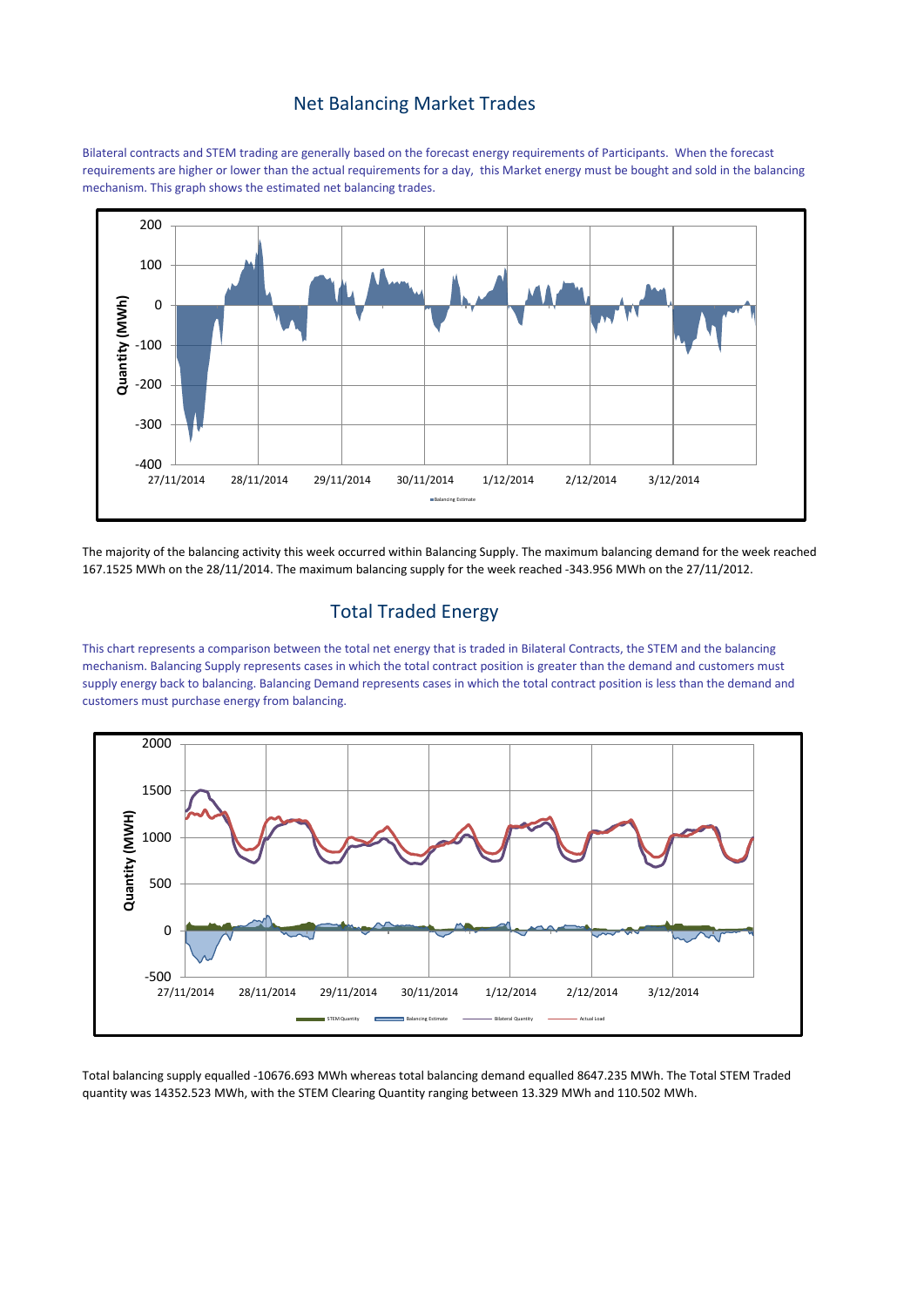## Net Balancing Market Trades

Bilateral contracts and STEM trading are generally based on the forecast energy requirements of Participants. When the forecast requirements are higher or lower than the actual requirements for a day, this Market energy must be bought and sold in the balancing mechanism. This graph shows the estimated net balancing trades.

The majority of the balancing activity this week occurred within Balancing Supply. The maximum balancing demand for the week reached 167.1525 MWh on the 28/11/2014. The maximum balancing supply for the week reached -343.956 MWh on the 27/11/2012.

## Total Traded Energy

This chart represents a comparison between the total net energy that is traded in Bilateral Contracts, the STEM and the balancing mechanism. Balancing Supply represents cases in which the total contract position is greater than the demand and customers must supply energy back to balancing. Balancing Demand represents cases in which the total contract position is less than the demand and customers must purchase energy from balancing.

Total balancing supply equalled -10676.693 MWh whereas total balancing demand equalled 8647.235 MWh. The Total STEM Traded quantity was 14352.523 MWh, with the STEM Clearing Quantity ranging between 13.329 MWh and 110.502 MWh.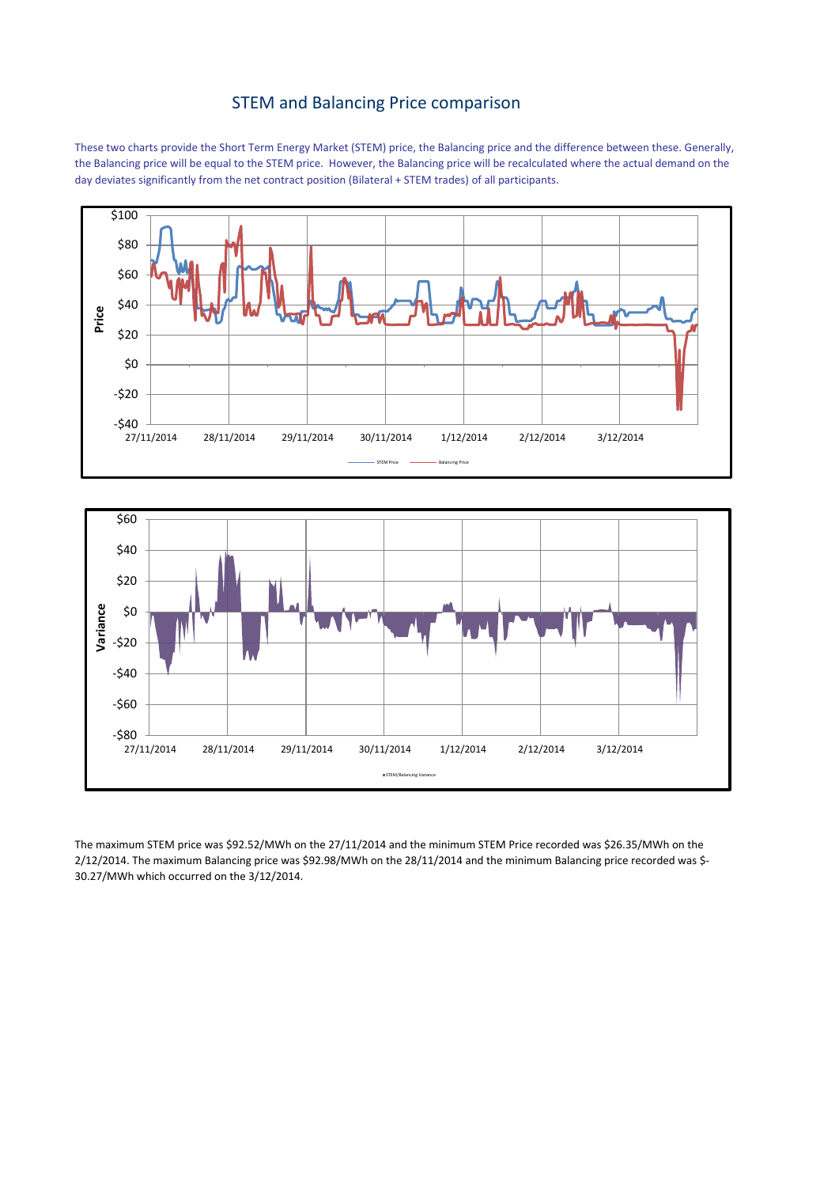# STEM and Balancing Price comparison

These two charts provide the Short Term Energy Market (STEM) price, the Balancing price and the difference between these. Generally, the Balancing price will be equal to the STEM price. However, the Balancing price will be recalculated where the actual demand on the day deviates significantly from the net contract position (Bilateral + STEM trades) of all participants.

Price

$100
$80
$60
$40
$20
$0
-$20
-$40

27/11/2014 28/11/2014 29/11/2014 30/11/2014 1/12/2014 2/12/2014 3/12/2014

STEM Price Balancing Price

Variance

$60
$40
$20
$0
-$20
-$40
-$60
-$80

27/11/2014 28/11/2014 29/11/2014 30/11/2014 1/12/2014 2/12/2014 3/12/2014

STEM/Balancing Variance

The maximum STEM price was $92.52/MWh on the 27/11/2014 and the minimum STEM Price recorded was $26.35/MWh on the 2/12/2014. The maximum Balancing price was $92.98/MWh on the 28/11/2014 and the minimum Balancing price recorded was $-30.27/MWh which occurred on the 3/12/2014.